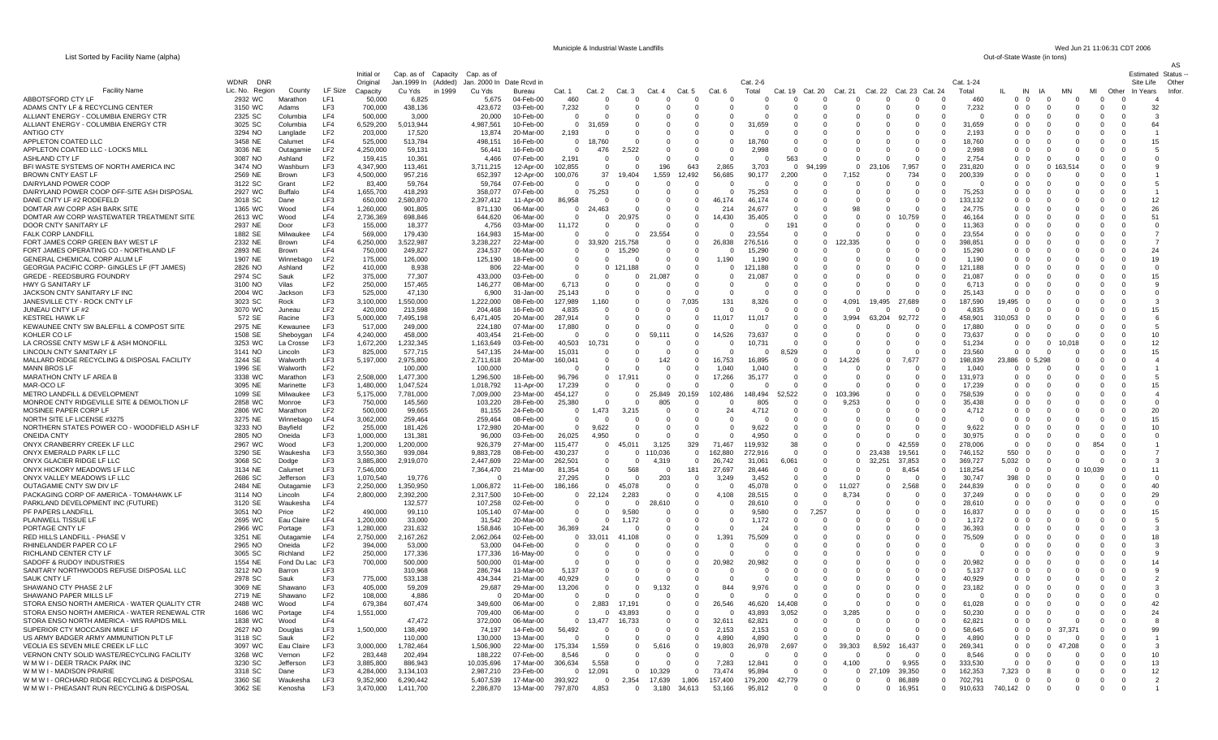## Municipale & Industrial Waste Landfills

List Sorted by Facility Name (alpha)

| Facility Name | WDNR Lic. No. | DNR Region | County | LF Size | Initial or Original Capacity | Cap. as of Jan.1999 In Cu Yds | Capacity (Added) in 1999 | Cap. as of Jan. 2000 In Cu Yds | Date Rcvd in Bureau | Cat. 1 | Cat. 2 | Cat. 3 | Cat. 4 | Cat. 5 | Cat. 6 | Cat. 2-6 Total | Cat. 19 | Cat. 20 | Cat. 21 | Cat. 22 | Cat. 23 | Cat. 24 | Cat. 1-24 Total | Out-of-State Waste (in tons) IL | IN | IA | MN | MI | Other | Estimated Site Life In Years | AS Status -- Other Infor. |
|---|---|---|---|---|---|---|---|---|---|---|---|---|---|---|---|---|---|---|---|---|---|---|---|---|---|---|---|---|---|---|---|
| ABBOTSFORD CTY LF | 2932 | WC | Marathon | LF1 | 50,000 | 6,825 | | 5,675 | 04-Feb-00 | 460 | 0 | 0 | 0 | 0 | 0 | 0 | 0 | 0 | 0 | 0 | 0 | 0 | 460 | 0 | 0 | 0 | 0 | 0 | 0 | 4 | |
| ADAMS CNTY LF & RECYCLING CENTER | 3150 | WC | Adams | LF3 | 700,000 | 438,136 | | 423,672 | 03-Feb-00 | 7,232 | 0 | 0 | 0 | 0 | 0 | 0 | 0 | 0 | 0 | 0 | 0 | 0 | 7,232 | 0 | 0 | 0 | 0 | 0 | 0 | 32 | |
| ALLIANT ENERGY - COLUMBIA ENERGY CTR | 2325 | SC | Columbia | LF4 | 500,000 | 3,000 | | 20,000 | 10-Feb-00 | 0 | 0 | 0 | 0 | 0 | 0 | 0 | 0 | 0 | 0 | 0 | 0 | 0 | 0 | 0 | 0 | 0 | 0 | 0 | 0 | 3 | |
| ALLIANT ENERGY - COLUMBIA ENERGY CTR | 3025 | SC | Columbia | LF4 | 6,529,200 | 5,013,944 | | 4,987,561 | 10-Feb-00 | 0 | 31,659 | 0 | 0 | 0 | 0 | 31,659 | 0 | 0 | 0 | 0 | 0 | 0 | 31,659 | 0 | 0 | 0 | 0 | 0 | 0 | 64 | |
| ANTIGO CTY | 3294 | NO | Langlade | LF2 | 203,000 | 17,520 | | 13,874 | 20-Mar-00 | 2,193 | 0 | 0 | 0 | 0 | 0 | 0 | 0 | 0 | 0 | 0 | 0 | 0 | 2,193 | 0 | 0 | 0 | 0 | 0 | 0 | 1 | |
| APPLETON COATED LLC | 3458 | NE | Calumet | LF4 | 525,000 | 513,784 | | 498,151 | 16-Feb-00 | 0 | 18,760 | 0 | 0 | 0 | 0 | 18,760 | 0 | 0 | 0 | 0 | 0 | 0 | 18,760 | 0 | 0 | 0 | 0 | 0 | 0 | 15 | |
| APPLETON COATED LLC - LOCKS MILL | 3036 | NE | Outagamie | LF2 | 4,250,000 | 59,131 | | 56,441 | 16-Feb-00 | 0 | 476 | 2,522 | 0 | 0 | 0 | 2,998 | 0 | 0 | 0 | 0 | 0 | 0 | 2,998 | 0 | 0 | 0 | 0 | 0 | 0 | 5 | |
| ASHLAND CTY LF | 3087 | NO | Ashland | LF2 | 159,415 | 10,361 | | 4,466 | 07-Feb-00 | 2,191 | 0 | 0 | 0 | 0 | 0 | 0 | 563 | 0 | 0 | 0 | 0 | 0 | 2,754 | 0 | 0 | 0 | 0 | 0 | 0 | 0 | |
| BFI WASTE SYSTEMS OF NORTH AMERICA INC | 3474 | NO | Washburn | LF3 | 4,347,900 | 113,461 | | 3,711,215 | 12-Apr-00 | 102,855 | 0 | 0 | 196 | 643 | 2,865 | 3,703 | 0 | 94,199 | 0 | 23,106 | 7,957 | 0 | 231,820 | 0 | 0 | 0 | 163,514 | 0 | 0 | 9 | |
| BROWN CNTY EAST LF | 2569 | NE | Brown | LF3 | 4,500,000 | 957,216 | | 652,397 | 12-Apr-00 | 100,076 | 37 | 19,404 | 1,559 | 12,492 | 56,685 | 90,177 | 2,200 | 0 | 7,152 | 0 | 734 | 0 | 200,339 | 0 | 0 | 0 | 0 | 0 | 0 | 1 | |
| DAIRYLAND POWER COOP | 3122 | SC | Grant | LF2 | 83,400 | 59,764 | | 59,764 | 07-Feb-00 | 0 | 0 | 0 | 0 | 0 | 0 | 0 | 0 | 0 | 0 | 0 | 0 | 0 | 0 | 0 | 0 | 0 | 0 | 0 | 0 | 5 | |
| DAIRYLAND POWER COOP OFF-SITE ASH DISPOSAL | 2927 | WC | Buffalo | LF4 | 1,655,700 | 418,293 | | 358,077 | 07-Feb-00 | 0 | 75,253 | 0 | 0 | 0 | 0 | 75,253 | 0 | 0 | 0 | 0 | 0 | 0 | 75,253 | 0 | 0 | 0 | 0 | 0 | 0 | 1 | |
| DANE CNTY LF #2 RODEFELD | 3018 | SC | Dane | LF3 | 650,000 | 2,580,870 | | 2,397,412 | 11-Apr-00 | 86,958 | 0 | 0 | 0 | 0 | 46,174 | 46,174 | 0 | 0 | 0 | 0 | 0 | 0 | 133,132 | 0 | 0 | 0 | 0 | 0 | 0 | 12 | |
| DOMTAR AW CORP ASH BARK SITE | 1365 | WC | Wood | LF4 | 1,260,000 | 901,805 | | 871,130 | 06-Mar-00 | 0 | 24,463 | 0 | 0 | 0 | 214 | 24,677 | 0 | 0 | 98 | 0 | 0 | 0 | 24,775 | 0 | 0 | 0 | 0 | 0 | 0 | 26 | |
| DOMTAR AW CORP WASTEWATER TREATMENT SITE | 2613 | WC | Wood | LF4 | 2,736,369 | 698,846 | | 644,620 | 06-Mar-00 | 0 | 0 | 20,975 | 0 | 0 | 14,430 | 35,405 | 0 | 0 | 0 | 0 | 10,759 | 0 | 46,164 | 0 | 0 | 0 | 0 | 0 | 0 | 51 | |
| DOOR CNTY SANITARY LF | 2937 | NE | Door | LF3 | 155,000 | 18,377 | | 4,756 | 03-Mar-00 | 11,172 | 0 | 0 | 0 | 0 | 0 | 0 | 191 | 0 | 0 | 0 | 0 | 0 | 11,363 | 0 | 0 | 0 | 0 | 0 | 0 | 0 | |
| FALK CORP LANDFILL | 1882 | SE | Milwaukee | LF4 | 569,000 | 179,430 | | 164,983 | 15-Mar-00 | 0 | 0 | 0 | 23,554 | 0 | 0 | 23,554 | 0 | 0 | 0 | 0 | 0 | 0 | 23,554 | 0 | 0 | 0 | 0 | 0 | 0 | 7 | |
| FORT JAMES CORP GREEN BAY WEST LF | 2332 | NE | Brown | LF4 | 6,250,000 | 3,522,987 | | 3,238,227 | 22-Mar-00 | 0 | 33,920 | 215,758 | 0 | 0 | 26,838 | 276,516 | 0 | 0 | 122,335 | 0 | 0 | 0 | 398,851 | 0 | 0 | 0 | 0 | 0 | 0 | 7 | |
| FORT JAMES OPERATING CO - NORTHLAND LF | 2893 | NE | Brown | LF4 | 750,000 | 249,827 | | 234,537 | 06-Mar-00 | 0 | 0 | 15,290 | 0 | 0 | 0 | 15,290 | 0 | 0 | 0 | 0 | 0 | 0 | 15,290 | 0 | 0 | 0 | 0 | 0 | 0 | 24 | |
| GENERAL CHEMICAL CORP ALUM LF | 1907 | NE | Winnebago | LF2 | 175,000 | 126,000 | | 125,190 | 18-Feb-00 | 0 | 0 | 0 | 0 | 0 | 1,190 | 1,190 | 0 | 0 | 0 | 0 | 0 | 0 | 1,190 | 0 | 0 | 0 | 0 | 0 | 0 | 19 | |
| GEORGIA PACIFIC CORP- GINGLES LF (FT JAMES) | 2826 | NO | Ashland | LF2 | 410,000 | 8,938 | | 806 | 22-Mar-00 | 0 | 0 | 121,188 | 0 | 0 | 0 | 121,188 | 0 | 0 | 0 | 0 | 0 | 0 | 121,188 | 0 | 0 | 0 | 0 | 0 | 0 | 0 | |
| GREDE - REEDSBURG FOUNDRY | 2974 | SC | Sauk | LF2 | 375,000 | 77,307 | | 433,000 | 03-Feb-00 | 0 | 0 | 0 | 21,087 | 0 | 0 | 21,087 | 0 | 0 | 0 | 0 | 0 | 0 | 21,087 | 0 | 0 | 0 | 0 | 0 | 0 | 15 | |
| HWY G SANITARY LF | 3100 | NO | Vilas | LF2 | 250,000 | 157,465 | | 146,277 | 08-Mar-00 | 6,713 | 0 | 0 | 0 | 0 | 0 | 0 | 0 | 0 | 0 | 0 | 0 | 0 | 6,713 | 0 | 0 | 0 | 0 | 0 | 0 | 9 | |
| JACKSON CNTY SANITARY LF INC | 2004 | WC | Jackson | LF3 | 525,000 | 47,130 | | 6,900 | 31-Jan-00 | 25,143 | 0 | 0 | 0 | 0 | 0 | 0 | 0 | 0 | 0 | 0 | 0 | 0 | 25,143 | 0 | 0 | 0 | 0 | 0 | 0 | 0 | |
| JANESVILLE CTY - ROCK CNTY LF | 3023 | SC | Rock | LF3 | 3,100,000 | 1,550,000 | | 1,222,000 | 08-Feb-00 | 127,989 | 1,160 | 0 | 0 | 7,035 | 131 | 8,326 | 0 | 0 | 4,091 | 19,495 | 27,689 | 0 | 187,590 | 19,495 | 0 | 0 | 0 | 0 | 0 | 3 | |
| JUNEAU CTY LF #2 | 3070 | WC | Juneau | LF2 | 420,000 | 213,598 | | 204,468 | 16-Feb-00 | 4,835 | 0 | 0 | 0 | 0 | 0 | 0 | 0 | 0 | 0 | 0 | 0 | 0 | 4,835 | 0 | 0 | 0 | 0 | 0 | 0 | 15 | |
| KESTREL HAWK LF | 572 | SE | Racine | LF3 | 5,000,000 | 7,495,198 | | 6,471,405 | 20-Mar-00 | 287,914 | 0 | 0 | 0 | 0 | 11,017 | 11,017 | 0 | 0 | 3,994 | 63,204 | 92,772 | 0 | 458,901 | 310,053 | 0 | 0 | 0 | 0 | 0 | 6 | |
| KEWAUNEE CNTY SW BALEFILL & COMPOST SITE | 2975 | NE | Kewaunee | LF3 | 517,000 | 249,000 | | 224,180 | 07-Mar-00 | 17,880 | 0 | 0 | 0 | 0 | 0 | 0 | 0 | 0 | 0 | 0 | 0 | 0 | 17,880 | 0 | 0 | 0 | 0 | 0 | 0 | 5 | |
| KOHLER CO LF | 1508 | SE | Sheboygan | LF4 | 4,240,000 | 458,000 | | 403,454 | 21-Feb-00 | 0 | 0 | 0 | 59,111 | 0 | 14,526 | 73,637 | 0 | 0 | 0 | 0 | 0 | 0 | 73,637 | 0 | 0 | 0 | 0 | 0 | 0 | 10 | |
| LA CROSSE CTY MSW LF & ASH MONOFILL | 3253 | WC | La Crosse | LF3 | 1,672,200 | 1,232,345 | | 1,163,649 | 03-Feb-00 | 40,503 | 10,731 | 0 | 0 | 0 | 0 | 10,731 | 0 | 0 | 0 | 0 | 0 | 0 | 51,234 | 0 | 0 | 0 | 10,018 | 0 | 0 | 12 | |
| LINCOLN CNTY SANITARY LF | 3141 | NO | Lincoln | LF3 | 825,000 | 577,715 | | 547,135 | 24-Mar-00 | 15,031 | 0 | 0 | 0 | 0 | 0 | 0 | 8,529 | 0 | 0 | 0 | 0 | 0 | 23,560 | 0 | 0 | 0 | 0 | 0 | 0 | 15 | |
| MALLARD RIDGE RECYCLING & DISPOSAL FACILITY | 3244 | SE | Walworth | LF3 | 5,197,000 | 2,975,800 | | 2,711,618 | 20-Mar-00 | 160,041 | 0 | 0 | 142 | 0 | 16,753 | 16,895 | 0 | 0 | 14,226 | 0 | 7,677 | 0 | 198,839 | 23,886 | 0 | 5,298 | 0 | 0 | 0 | 4 | |
| MANN BROS LF | 1996 | SE | Walworth | LF2 | | 100,000 | | 100,000 | | 0 | 0 | 0 | 0 | 0 | 1,040 | 1,040 | 0 | 0 | 0 | 0 | 0 | 0 | 1,040 | 0 | 0 | 0 | 0 | 0 | 0 | 1 | |
| MARATHON CNTY LF AREA B | 3338 | WC | Marathon | LF3 | 2,508,000 | 1,477,300 | | 1,296,500 | 18-Feb-00 | 96,796 | 0 | 17,911 | 0 | 0 | 17,266 | 35,177 | 0 | 0 | 0 | 0 | 0 | 0 | 131,973 | 0 | 0 | 0 | 0 | 0 | 0 | 5 | |
| MAR-OCO LF | 3095 | NE | Marinette | LF3 | 1,480,000 | 1,047,524 | | 1,018,792 | 11-Apr-00 | 17,239 | 0 | 0 | 0 | 0 | 0 | 0 | 0 | 0 | 0 | 0 | 0 | 0 | 17,239 | 0 | 0 | 0 | 0 | 0 | 0 | 15 | |
| METRO LANDFILL & DEVELOPMENT | 1099 | SE | Milwaukee | LF3 | 5,175,000 | 7,781,000 | | 7,009,000 | 23-Mar-00 | 454,127 | 0 | 0 | 25,849 | 20,159 | 102,486 | 148,494 | 52,522 | 0 | 103,396 | 0 | 0 | 0 | 758,539 | 0 | 0 | 0 | 0 | 0 | 0 | 4 | |
| MONROE CNTY RIDGEVILLE SITE & DEMOLTION LF | 2858 | WC | Monroe | LF3 | 750,000 | 145,560 | | 103,220 | 28-Feb-00 | 25,380 | 0 | 0 | 805 | 0 | 0 | 805 | 0 | 0 | 9,253 | 0 | 0 | 0 | 35,438 | 0 | 0 | 0 | 0 | 0 | 0 | 0 | |
| MOSINEE PAPER CORP LF | 2806 | WC | Marathon | LF2 | 500,000 | 99,665 | | 81,155 | 24-Feb-00 | 0 | 1,473 | 3,215 | 0 | 0 | 24 | 4,712 | 0 | 0 | 0 | 0 | 0 | 0 | 4,712 | 0 | 0 | 0 | 0 | 0 | 0 | 20 | |
| NORTH SITE LF LICENSE #3275 | 3275 | NE | Winnebago | LF4 | 3,062,000 | 259,464 | | 259,464 | 08-Feb-00 | 0 | 0 | 0 | 0 | 0 | 0 | 0 | 0 | 0 | 0 | 0 | 0 | 0 | 0 | 0 | 0 | 0 | 0 | 0 | 0 | 15 | |
| NORTHERN STATES POWER CO - WOODFIELD ASH LF | 3233 | NO | Bayfield | LF2 | 255,000 | 181,426 | | 172,980 | 20-Mar-00 | 0 | 9,622 | 0 | 0 | 0 | 0 | 9,622 | 0 | 0 | 0 | 0 | 0 | 0 | 9,622 | 0 | 0 | 0 | 0 | 0 | 0 | 10 | |
| ONEIDA CNTY | 2805 | NO | Oneida | LF3 | 1,000,000 | 131,381 | | 96,000 | 03-Feb-00 | 26,025 | 4,950 | 0 | 0 | 0 | 0 | 4,950 | 0 | 0 | 0 | 0 | 0 | 0 | 30,975 | 0 | 0 | 0 | 0 | 0 | 0 | 0 | |
| ONYX CRANBERRY CREEK LF LLC | 2967 | WC | Wood | LF3 | 1,200,000 | 1,200,000 | | 926,379 | 27-Mar-00 | 115,477 | 0 | 45,011 | 3,125 | 329 | 71,467 | 119,932 | 38 | 0 | 0 | 0 | 42,559 | 0 | 278,006 | 0 | 0 | 0 | 0 | 854 | 0 | 1 | |
| ONYX EMERALD PARK LF LLC | 3290 | SE | Waukesha | LF3 | 3,550,360 | 939,084 | | 9,883,728 | 08-Feb-00 | 430,237 | 0 | 0 | 110,036 | 0 | 162,880 | 272,916 | 0 | 0 | 0 | 23,438 | 19,561 | 0 | 746,152 | 550 | 0 | 0 | 0 | 0 | 0 | 7 | |
| ONYX GLACIER RIDGE LF LLC | 3068 | SC | Dodge | LF3 | 3,885,800 | 2,919,070 | | 2,447,609 | 22-Mar-00 | 262,501 | 0 | 0 | 4,319 | 0 | 26,742 | 31,061 | 6,061 | 0 | 0 | 32,251 | 37,853 | 0 | 369,727 | 5,032 | 0 | 0 | 0 | 0 | 0 | 3 | |
| ONYX HICKORY MEADOWS LF LLC | 3134 | NE | Calumet | LF3 | 7,546,000 | | | 7,364,470 | 21-Mar-00 | 81,354 | 0 | 568 | 0 | 181 | 27,697 | 28,446 | 0 | 0 | 0 | 0 | 8,454 | 0 | 118,254 | 0 | 0 | 0 | 0 | 10,039 | 0 | 11 | |
| ONYX VALLEY MEADOWS LF LLC | 2686 | SC | Jefferson | LF3 | 1,070,540 | 19,776 | | | 27-Mar-00 | 27,295 | 0 | 0 | 203 | 0 | 3,249 | 3,452 | 0 | 0 | 0 | 0 | 0 | 0 | 30,747 | 398 | 0 | 0 | 0 | 0 | 0 | 0 | |
| OUTAGAMIE CNTY SW DIV LF | 2484 | NE | Outagamie | LF3 | 2,250,000 | 1,350,950 | | 1,006,872 | 11-Feb-00 | 186,166 | 0 | 45,078 | 0 | 0 | 0 | 45,078 | 0 | 0 | 11,027 | 0 | 2,568 | 0 | 244,839 | 0 | 0 | 0 | 0 | 0 | 0 | 40 | |
| PACKAGING CORP OF AMERICA - TOMAHAWK LF | 3114 | NO | Lincoln | LF4 | 2,800,000 | 2,392,200 | | 2,317,500 | 10-Feb-00 | 0 | 22,124 | 2,283 | 0 | 0 | 4,108 | 28,515 | 0 | 0 | 8,734 | 0 | 0 | 0 | 37,249 | 0 | 0 | 0 | 0 | 0 | 0 | 29 | |
| PARKLAND DEVELOPMENT INC (FUTURE) | 3120 | SE | Waukesha | LF4 | | 132,577 | | 107,258 | 02-Feb-00 | 0 | 0 | 0 | 28,610 | 0 | 0 | 28,610 | 0 | 0 | 0 | 0 | 0 | 0 | 28,610 | 0 | 0 | 0 | 0 | 0 | 0 | 0 | |
| PF PAPERS LANDFILL | 3051 | NO | Price | LF2 | 490,000 | 99,110 | | 105,140 | 07-Mar-00 | 0 | 0 | 9,580 | 0 | 0 | 0 | 9,580 | 0 | 7,257 | 0 | 0 | 0 | 0 | 16,837 | 0 | 0 | 0 | 0 | 0 | 0 | 15 | |
| PLAINWELL TISSUE LF | 2695 | WC | Eau Claire | LF4 | 1,200,000 | 33,000 | | 31,542 | 20-Mar-00 | 0 | 0 | 1,172 | 0 | 0 | 0 | 1,172 | 0 | 0 | 0 | 0 | 0 | 0 | 1,172 | 0 | 0 | 0 | 0 | 0 | 0 | 5 | |
| PORTAGE CNTY LF | 2966 | WC | Portage | LF3 | 1,280,000 | 231,632 | | 158,846 | 10-Feb-00 | 36,369 | 24 | 0 | 0 | 0 | 0 | 24 | 0 | 0 | 0 | 0 | 0 | 0 | 36,393 | 0 | 0 | 0 | 0 | 0 | 0 | 3 | |
| RED HILLS LANDFILL - PHASE V | 3251 | NE | Outagamie | LF3 | 2,750,000 | 2,167,262 | | 2,062,064 | 02-Feb-00 | 0 | 33,011 | 41,108 | 0 | 0 | 1,391 | 75,509 | 0 | 0 | 0 | 0 | 0 | 0 | 75,509 | 0 | 0 | 0 | 0 | 0 | 0 | 18 | |
| RHINELANDER PAPER CO LF | 2965 | NO | Oneida | LF2 | 394,000 | 53,000 | | | 04-Feb-00 | 0 | 0 | 0 | 0 | 0 | 0 | 0 | 0 | 0 | 0 | 0 | 0 | 0 | 0 | 0 | 0 | 0 | 0 | 0 | 0 | 3 | |
| RICHLAND CENTER CTY LF | 3065 | SC | Richland | LF2 | 250,000 | 177,336 | | 177,336 | 16-May-00 | 0 | 0 | 0 | 0 | 0 | 0 | 0 | 0 | 0 | 0 | 0 | 0 | 0 | 0 | 0 | 0 | 0 | 0 | 0 | 0 | 9 | |
| SADOFF & RUDOY INDUSTRIES | 1554 | NE | Fond Du Lac | LF3 | 700,000 | 500,000 | | 500,000 | 01-Mar-00 | 0 | 0 | 0 | 0 | 0 | 20,982 | 20,982 | 0 | 0 | 0 | 0 | 0 | 0 | 20,982 | 0 | 0 | 0 | 0 | 0 | 0 | 14 | |
| SANITARY NORTHWOODS REFUSE DISPOSAL LLC | 3212 | NO | Barron | LF3 | | 310,968 | | 286,794 | 13-Mar-00 | 5,137 | 0 | 0 | 0 | 0 | 0 | 0 | 0 | 0 | 0 | 0 | 0 | 0 | 5,137 | 0 | 0 | 0 | 0 | 0 | 0 | 9 | |
| SAUK CNTY LF | 2978 | SC | Sauk | LF3 | 775,000 | 533,138 | | 434,344 | 21-Mar-00 | 40,929 | 0 | 0 | 0 | 0 | 0 | 0 | 0 | 0 | 0 | 0 | 0 | 0 | 40,929 | 0 | 0 | 0 | 0 | 0 | 0 | 2 | |
| SHAWANO CTY PHASE 2 LF | 3069 | NE | Shawano | LF3 | 405,000 | 59,209 | | 29,687 | 29-Mar-00 | 13,206 | 0 | 0 | 9,132 | 0 | 844 | 9,976 | 0 | 0 | 0 | 0 | 0 | 0 | 23,182 | 0 | 0 | 0 | 0 | 0 | 0 | 3 | |
| SHAWANO PAPER MILLS LF | 2719 | NE | Shawano | LF2 | 108,000 | 4,886 | | 0 | 20-Mar-00 | 0 | 0 | 0 | 0 | 0 | 0 | 0 | 0 | 0 | 0 | 0 | 0 | 0 | 0 | 0 | 0 | 0 | 0 | 0 | 0 | 5 | |
| STORA ENSO NORTH AMERICA - WATER QUALITY CTR | 2488 | WC | Wood | LF4 | 679,384 | 607,474 | | 349,600 | 06-Mar-00 | 0 | 2,883 | 17,191 | 0 | 0 | 26,546 | 46,620 | 14,408 | 0 | 0 | 0 | 0 | 0 | 61,028 | 0 | 0 | 0 | 0 | 0 | 0 | 42 | |
| STORA ENSO NORTH AMERICA - WATER RENEWAL CTR | 1686 | WC | Portage | LF4 | 1,551,000 | | | 709,400 | 06-Mar-00 | 0 | 0 | 43,893 | 0 | 0 | 0 | 43,893 | 3,052 | 0 | 3,285 | 0 | 0 | 0 | 50,230 | 0 | 0 | 0 | 0 | 0 | 0 | 24 | |
| STORA ENSO NORTH AMERICA - WIS RAPIDS MILL | 1838 | WC | Wood | LF4 | | 47,472 | | 372,000 | 06-Mar-00 | 0 | 13,477 | 16,733 | 0 | 0 | 32,611 | 62,821 | 0 | 0 | 0 | 0 | 0 | 0 | 62,821 | 0 | 0 | 0 | 0 | 0 | 0 | 8 | |
| SUPERIOR CTY MOCCASIN MIKE LF | 2627 | NO | Douglas | LF3 | 1,500,000 | 138,490 | | 74,197 | 14-Feb-00 | 56,492 | 0 | 0 | 0 | 0 | 2,153 | 2,153 | 0 | 0 | 0 | 0 | 0 | 0 | 58,645 | 0 | 0 | 0 | 37,371 | 0 | 0 | 99 | |
| US ARMY BADGER ARMY AMMUNITION PLT LF | 3118 | SC | Sauk | LF2 | | 110,000 | | 130,000 | 13-Mar-00 | 0 | 0 | 0 | 0 | 0 | 4,890 | 4,890 | 0 | 0 | 0 | 0 | 0 | 0 | 4,890 | 0 | 0 | 0 | 0 | 0 | 0 | 1 | |
| VEOLIA ES SEVEN MILE CREEK LF LLC | 3097 | WC | Eau Claire | LF3 | 3,000,000 | 1,782,464 | | 1,506,900 | 22-Mar-00 | 175,334 | 1,559 | 0 | 5,616 | 0 | 19,803 | 26,978 | 2,697 | 0 | 39,303 | 8,592 | 16,437 | 0 | 269,341 | 0 | 0 | 0 | 47,208 | 0 | 0 | 3 | |
| VERNON CNTY SOLID WASTE/RECYCLING FACILITY | 3268 | WC | Vernon | LF2 | 283,448 | 202,494 | | 188,222 | 07-Feb-00 | 8,546 | 0 | 0 | 0 | 0 | 0 | 0 | 0 | 0 | 0 | 0 | 0 | 0 | 8,546 | 0 | 0 | 0 | 0 | 0 | 0 | 10 | |
| W M W I - DEER TRACK PARK INC | 3230 | SC | Jefferson | LF3 | 3,885,800 | 886,943 | | 10,035,696 | 17-Mar-00 | 306,634 | 5,558 | 0 | 0 | 0 | 7,283 | 12,841 | 0 | 0 | 4,100 | 0 | 9,955 | 0 | 333,530 | 0 | 0 | 0 | 0 | 0 | 0 | 13 | |
| W M W I - MADISON PRAIRIE | 3318 | SC | Dane | LF3 | 4,284,000 | 3,134,103 | | 2,987,210 | 23-Feb-00 | 0 | 12,091 | 0 | 10,329 | 0 | 73,474 | 95,894 | 0 | 0 | 0 | 27,109 | 39,350 | 0 | 162,353 | 7,323 | 0 | 8 | 0 | 0 | 0 | 12 | |
| W M W I - ORCHARD RIDGE RECYCLING & DISPOSAL | 3360 | SE | Waukesha | LF3 | 9,352,900 | 6,290,442 | | 5,407,539 | 17-Mar-00 | 393,922 | 0 | 2,354 | 17,639 | 1,806 | 157,400 | 179,200 | 42,779 | 0 | 0 | 0 | 86,889 | 0 | 702,791 | 0 | 0 | 0 | 0 | 0 | 0 | 2 | |
| W M W I - PHEASANT RUN RECYCLING & DISPOSAL | 3062 | SE | Kenosha | LF3 | 3,470,000 | 1,411,700 | | 2,286,870 | 13-Mar-00 | 797,870 | 4,853 | 0 | 3,180 | 34,613 | 53,166 | 95,812 | 0 | 0 | 0 | 0 | 16,951 | 0 | 910,633 | 740,142 | 0 | 0 | 0 | 0 | 0 | 1 | |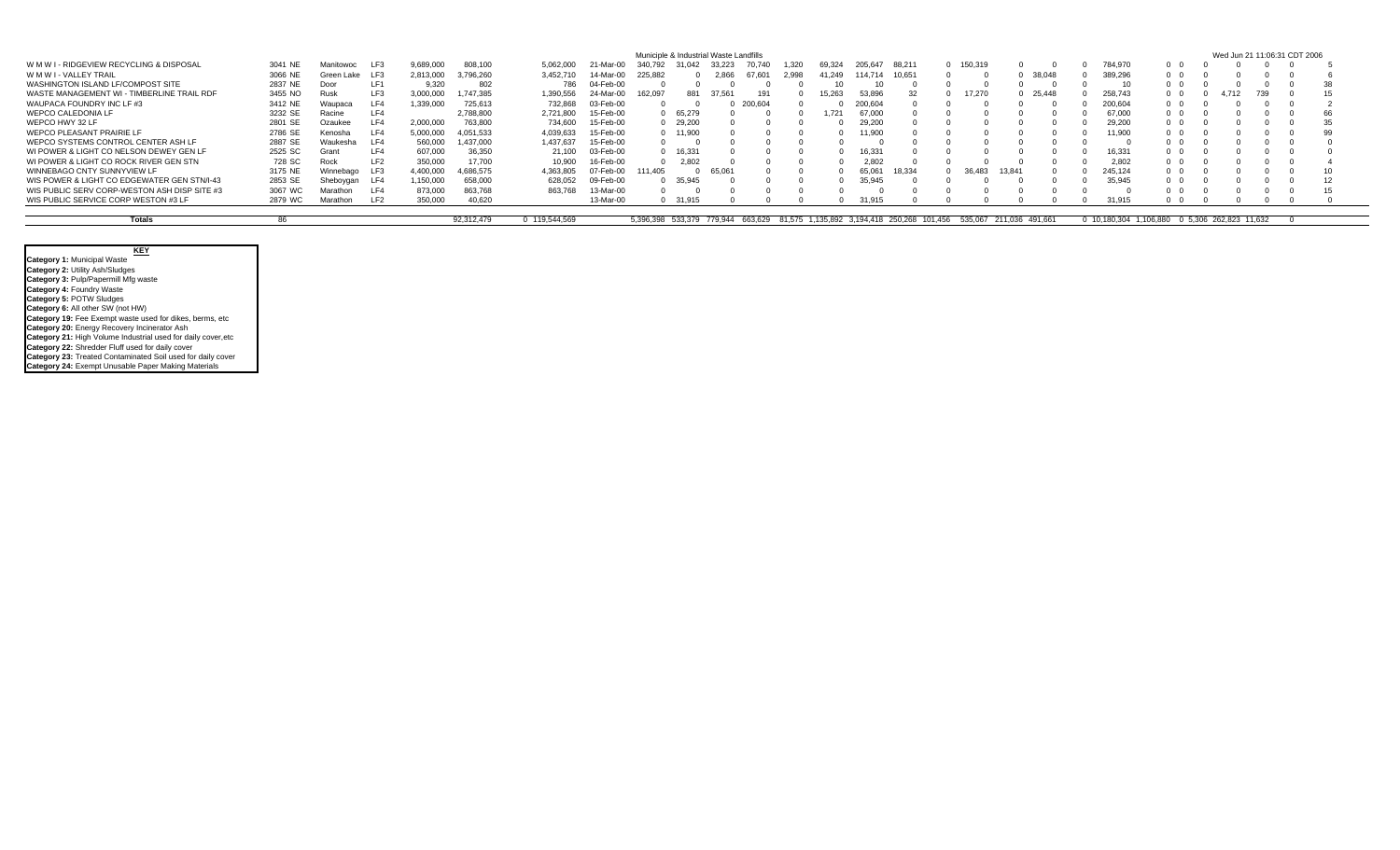Municiple & Industrial Waste Landfills

| | | | | | | | | | | | | | | | | | | | | | | | | | | | | | | |
|---|---|---|---|---|---|---|---|---|---|---|---|---|---|---|---|---|---|---|---|---|---|---|---|---|---|---|---|---|---|---|
| W M W I - RIDGEVIEW RECYCLING & DISPOSAL | 3041 | NE | Manitowoc | LF3 | 9,689,000 | 808,100 | | 5,062,000 | 21-Mar-00 | 340,792 | 31,042 | 33,223 | 70,740 | 1,320 | 69,324 | 205,647 | 88,211 | 0 | 150,319 | 0 | 0 | 0 | 784,970 | 0 | 0 | 0 | 0 | 0 | 0 | 5 |
| W M W I - VALLEY TRAIL | 3066 | NE | Green Lake | LF3 | 2,813,000 | 3,796,260 | | 3,452,710 | 14-Mar-00 | 225,882 | 0 | 2,866 | 67,601 | 2,998 | 41,249 | 114,714 | 10,651 | 0 | 0 | 0 | 38,048 | 0 | 389,296 | 0 | 0 | 0 | 0 | 0 | 0 | 6 |
| WASHINGTON ISLAND LF/COMPOST SITE | 2837 | NE | Door | LF1 | 9,320 | 802 | | 786 | 04-Feb-00 | 0 | 0 | 0 | 0 | 0 | 10 | 10 | 0 | 0 | 0 | 0 | 0 | 0 | 10 | 0 | 0 | 0 | 0 | 0 | 0 | 38 |
| WASTE MANAGEMENT WI - TIMBERLINE TRAIL RDF | 3455 | NO | Rusk | LF3 | 3,000,000 | 1,747,385 | | 1,390,556 | 24-Mar-00 | 162,097 | 881 | 37,561 | 191 | 0 | 15,263 | 53,896 | 32 | 0 | 17,270 | 0 | 25,448 | 0 | 258,743 | 0 | 0 | 0 | 4,712 | 739 | 0 | 15 |
| WAUPACA FOUNDRY INC LF #3 | 3412 | NE | Waupaca | LF4 | 1,339,000 | 725,613 | | 732,868 | 03-Feb-00 | 0 | 0 | 0 | 200,604 | 0 | 0 | 200,604 | 0 | 0 | 0 | 0 | 0 | 0 | 200,604 | 0 | 0 | 0 | 0 | 0 | 0 | 2 |
| WEPCO CALEDONIA LF | 3232 | SE | Racine | LF4 | | 2,788,800 | | 2,721,800 | 15-Feb-00 | 0 | 65,279 | 0 | 0 | 0 | 1,721 | 67,000 | 0 | 0 | 0 | 0 | 0 | 0 | 67,000 | 0 | 0 | 0 | 0 | 0 | 0 | 66 |
| WEPCO HWY 32 LF | 2801 | SE | Ozaukee | LF4 | 2,000,000 | 763,800 | | 734,600 | 15-Feb-00 | 0 | 29,200 | 0 | 0 | 0 | 0 | 29,200 | 0 | 0 | 0 | 0 | 0 | 0 | 29,200 | 0 | 0 | 0 | 0 | 0 | 0 | 35 |
| WEPCO PLEASANT PRAIRIE LF | 2786 | SE | Kenosha | LF4 | 5,000,000 | 4,051,533 | | 4,039,633 | 15-Feb-00 | 0 | 11,900 | 0 | 0 | 0 | 0 | 11,900 | 0 | 0 | 0 | 0 | 0 | 0 | 11,900 | 0 | 0 | 0 | 0 | 0 | 0 | 99 |
| WEPCO SYSTEMS CONTROL CENTER ASH LF | 2887 | SE | Waukesha | LF4 | 560,000 | 1,437,000 | | 1,437,637 | 15-Feb-00 | 0 | 0 | 0 | 0 | 0 | 0 | 0 | 0 | 0 | 0 | 0 | 0 | 0 | 0 | 0 | 0 | 0 | 0 | 0 | 0 | 0 |
| WI POWER & LIGHT CO NELSON DEWEY GEN LF | 2525 | SC | Grant | LF4 | 607,000 | 36,350 | | 21,100 | 03-Feb-00 | 0 | 16,331 | 0 | 0 | 0 | 0 | 16,331 | 0 | 0 | 0 | 0 | 0 | 0 | 16,331 | 0 | 0 | 0 | 0 | 0 | 0 | 0 |
| WI POWER & LIGHT CO ROCK RIVER GEN STN | 728 | SC | Rock | LF2 | 350,000 | 17,700 | | 10,900 | 16-Feb-00 | 0 | 2,802 | 0 | 0 | 0 | 0 | 2,802 | 0 | 0 | 0 | 0 | 0 | 0 | 2,802 | 0 | 0 | 0 | 0 | 0 | 0 | 4 |
| WINNEBAGO CNTY SUNNYVIEW LF | 3175 | NE | Winnebago | LF3 | 4,400,000 | 4,686,575 | | 4,363,805 | 07-Feb-00 | 111,405 | 0 | 65,061 | 0 | 0 | 0 | 65,061 | 18,334 | 0 | 36,483 | 13,841 | 0 | 0 | 245,124 | 0 | 0 | 0 | 0 | 0 | 0 | 10 |
| WIS POWER & LIGHT CO EDGEWATER GEN STN/I-43 | 2853 | SE | Sheboygan | LF4 | 1,150,000 | 658,000 | | 628,052 | 09-Feb-00 | 0 | 35,945 | 0 | 0 | 0 | 0 | 35,945 | 0 | 0 | 0 | 0 | 0 | 0 | 35,945 | 0 | 0 | 0 | 0 | 0 | 0 | 12 |
| WIS PUBLIC SERV CORP-WESTON ASH DISP SITE #3 | 3067 | WC | Marathon | LF4 | 873,000 | 863,768 | | 863,768 | 13-Mar-00 | 0 | 0 | 0 | 0 | 0 | 0 | 0 | 0 | 0 | 0 | 0 | 0 | 0 | 0 | 0 | 0 | 0 | 0 | 0 | 0 | 15 |
| WIS PUBLIC SERVICE CORP WESTON #3 LF | 2879 | WC | Marathon | LF2 | 350,000 | 40,620 | | | 13-Mar-00 | 0 | 31,915 | 0 | 0 | 0 | 0 | 31,915 | 0 | 0 | 0 | 0 | 0 | 0 | 31,915 | 0 | 0 | 0 | 0 | 0 | 0 | 0 |
| **Totals** | 86 | | | | | 92,312,479 | 0 | 119,544,569 | | 5,396,398 | 533,379 | 779,944 | 663,629 | 81,575 | 1,135,892 | 3,194,418 | 250,268 | 101,456 | 535,067 | 211,036 | 491,661 | 0 | 10,180,304 | 1,106,880 | 0 | 5,306 | 262,823 | 11,632 | 0 | |

**KEY**

**Category 1:** Municipal Waste
**Category 2:** Utility Ash/Sludges
**Category 3:** Pulp/Papermill Mfg waste
**Category 4:** Foundry Waste
**Category 5:** POTW Sludges
**Category 6:** All other SW (not HW)
**Category 19:** Fee Exempt waste used for dikes, berms, etc
**Category 20:** Energy Recovery Incinerator Ash
**Category 21:** High Volume Industrial used for daily cover,etc
**Category 22:** Shredder Fluff used for daily cover
**Category 23:** Treated Contaminated Soil used for daily cover
**Category 24:** Exempt Unusable Paper Making Materials